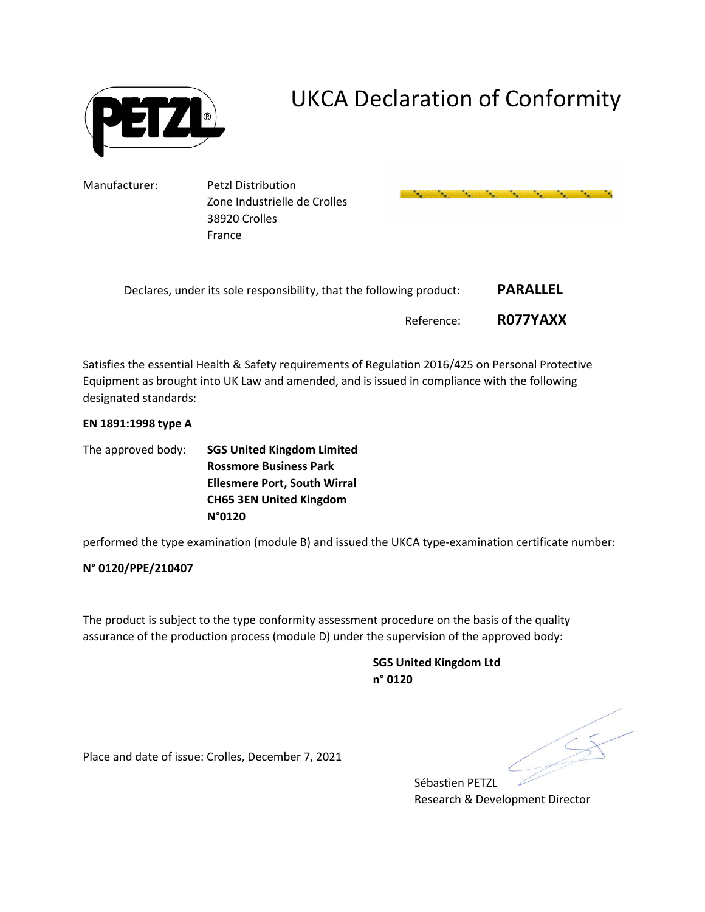# UKCA Declaration of Conformity

Manufacturer: Petzl Distribution
Zone Industrielle de Crolles
38920 Crolles
France

Declares, under its sole responsibility, that the following product: **PARALLEL**

Reference: **R077YAXX**

Satisfies the essential Health & Safety requirements of Regulation 2016/425 on Personal Protective Equipment as brought into UK Law and amended, and is issued in compliance with the following designated standards:

**EN 1891:1998 type A**

The approved body: **SGS United Kingdom Limited**
**Rossmore Business Park**
**Ellesmere Port, South Wirral**
**CH65 3EN United Kingdom**
**N°0120**

performed the type examination (module B) and issued the UKCA type-examination certificate number:

**N° 0120/PPE/210407**

The product is subject to the type conformity assessment procedure on the basis of the quality assurance of the production process (module D) under the supervision of the approved body:

**SGS United Kingdom Ltd**
**n° 0120**

Place and date of issue: Crolles, December 7, 2021

Sébastien PETZL
Research & Development Director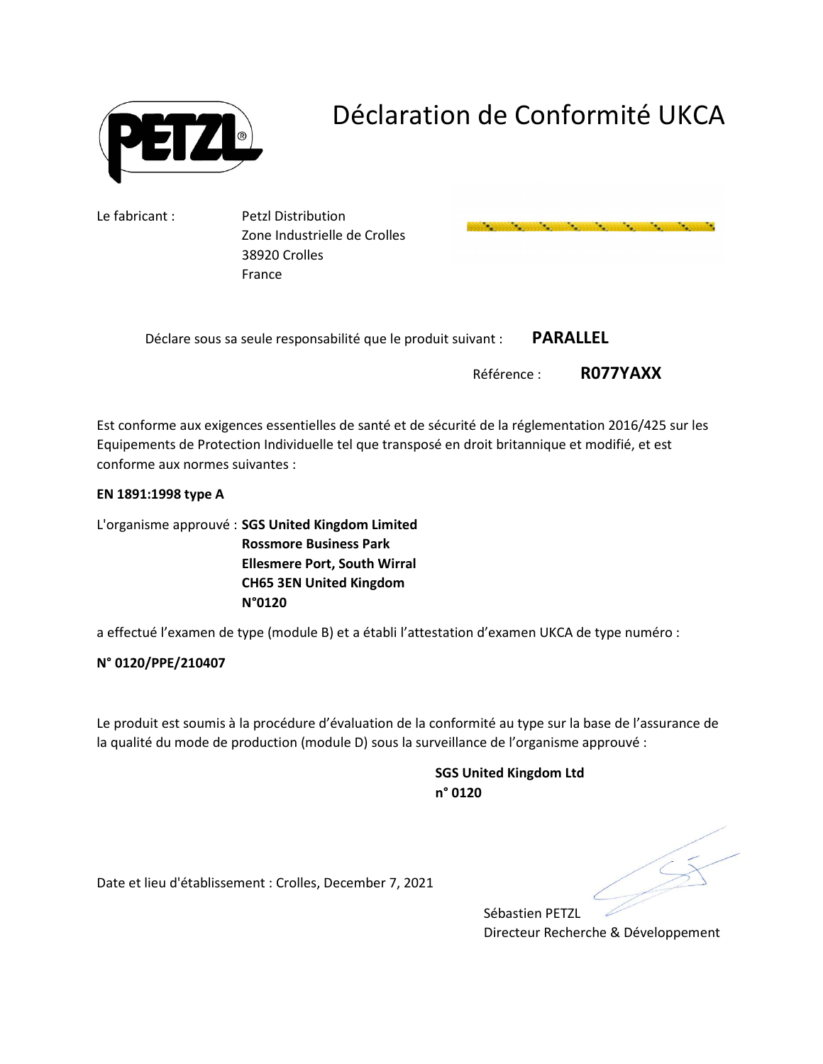# Déclaration de Conformité UKCA

Le fabricant : Petzl Distribution
Zone Industrielle de Crolles
38920 Crolles
France

Déclare sous sa seule responsabilité que le produit suivant : **PARALLEL**

Référence : **R077YAXX**

Est conforme aux exigences essentielles de santé et de sécurité de la réglementation 2016/425 sur les Equipements de Protection Individuelle tel que transposé en droit britannique et modifié, et est conforme aux normes suivantes :

**EN 1891:1998 type A**

L'organisme approuvé : **SGS United Kingdom Limited**
**Rossmore Business Park**
**Ellesmere Port, South Wirral**
**CH65 3EN United Kingdom**
**N°0120**

a effectué l'examen de type (module B) et a établi l'attestation d'examen UKCA de type numéro :

**N° 0120/PPE/210407**

Le produit est soumis à la procédure d'évaluation de la conformité au type sur la base de l'assurance de la qualité du mode de production (module D) sous la surveillance de l'organisme approuvé :

**SGS United Kingdom Ltd**
**n° 0120**

Date et lieu d'établissement : Crolles, December 7, 2021

Sébastien PETZL
Directeur Recherche & Développement